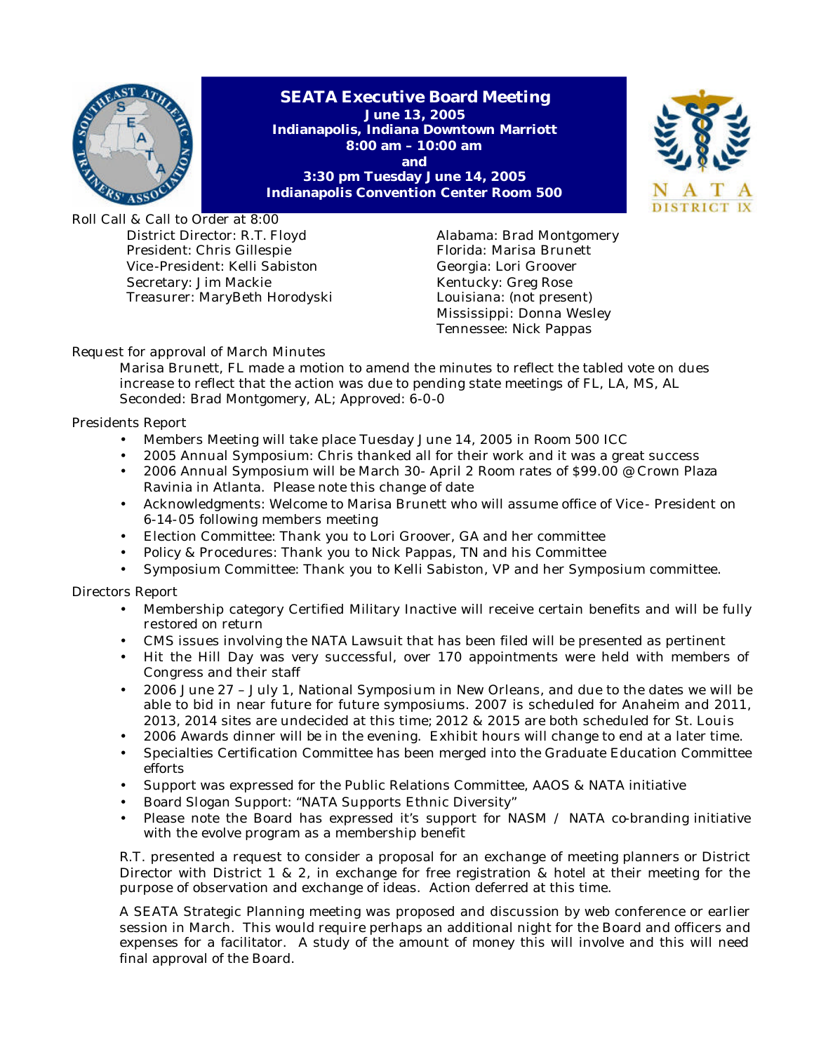# SEATA Executive Board Meeting

**June 13, 2005**
**Indianapolis, Indiana Downtown Marriott**
**8:00 am – 10:00 am**
**and**
**3:30 pm Tuesday June 14, 2005**
**Indianapolis Convention Center Room 500**

Roll Call & Call to Order at 8:00

District Director: R.T. Floyd
President: Chris Gillespie
Vice-President: Kelli Sabiston
Secretary: Jim Mackie
Treasurer: MaryBeth Horodyski

Alabama: Brad Montgomery
Florida: Marisa Brunett
Georgia: Lori Groover
Kentucky: Greg Rose
Louisiana: (not present)
Mississippi: Donna Wesley
Tennessee: Nick Pappas

Request for approval of March Minutes

Marisa Brunett, FL made a motion to amend the minutes to reflect the tabled vote on dues increase to reflect that the action was due to pending state meetings of FL, LA, MS, AL
Seconded: Brad Montgomery, AL; Approved: 6-0-0

Presidents Report

- Members Meeting will take place Tuesday June 14, 2005 in Room 500 ICC
- 2005 Annual Symposium: Chris thanked all for their work and it was a great success
- 2006 Annual Symposium will be March 30- April 2 Room rates of $99.00 @ Crown Plaza Ravinia in Atlanta. Please note this change of date
- Acknowledgments: Welcome to Marisa Brunett who will assume office of Vice- President on 6-14-05 following members meeting
- Election Committee: Thank you to Lori Groover, GA and her committee
- Policy & Procedures: Thank you to Nick Pappas, TN and his Committee
- Symposium Committee: Thank you to Kelli Sabiston, VP and her Symposium committee.

Directors Report

- Membership category Certified Military Inactive will receive certain benefits and will be fully restored on return
- CMS issues involving the NATA Lawsuit that has been filed will be presented as pertinent
- Hit the Hill Day was very successful, over 170 appointments were held with members of Congress and their staff
- 2006 June 27 – July 1, National Symposium in New Orleans, and due to the dates we will be able to bid in near future for future symposiums. 2007 is scheduled for Anaheim and 2011, 2013, 2014 sites are undecided at this time; 2012 & 2015 are both scheduled for St. Louis
- 2006 Awards dinner will be in the evening. Exhibit hours will change to end at a later time.
- Specialties Certification Committee has been merged into the Graduate Education Committee efforts
- Support was expressed for the Public Relations Committee, AAOS & NATA initiative
- Board Slogan Support: "NATA Supports Ethnic Diversity"
- Please note the Board has expressed it's support for NASM / NATA co-branding initiative with the evolve program as a membership benefit

R.T. presented a request to consider a proposal for an exchange of meeting planners or District Director with District 1 & 2, in exchange for free registration & hotel at their meeting for the purpose of observation and exchange of ideas. Action deferred at this time.

A SEATA Strategic Planning meeting was proposed and discussion by web conference or earlier session in March. This would require perhaps an additional night for the Board and officers and expenses for a facilitator. A study of the amount of money this will involve and this will need final approval of the Board.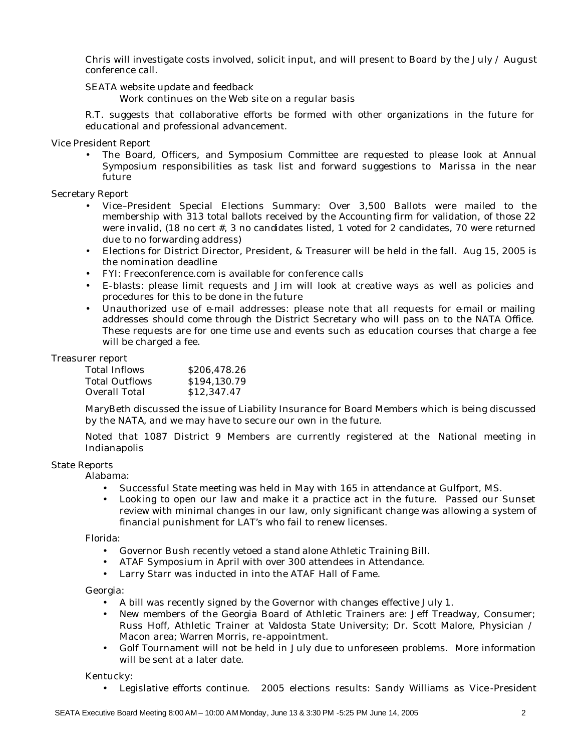Chris will investigate costs involved, solicit input, and will present to Board by the July / August conference call.

SEATA website update and feedback

Work continues on the Web site on a regular basis

R.T. suggests that collaborative efforts be formed with other organizations in the future for educational and professional advancement.

Vice President Report

- The Board, Officers, and Symposium Committee are requested to please look at Annual Symposium responsibilities as task list and forward suggestions to Marissa in the near future

Secretary Report

- Vice–President Special Elections Summary: Over 3,500 Ballots were mailed to the membership with 313 total ballots received by the Accounting firm for validation, of those 22 were invalid, (18 no cert #, 3 no candidates listed, 1 voted for 2 candidates, 70 were returned due to no forwarding address)
- Elections for District Director, President, & Treasurer will be held in the fall. Aug 15, 2005 is the nomination deadline
- FYI: Freeconference.com is available for conference calls
- E-blasts: please limit requests and Jim will look at creative ways as well as policies and procedures for this to be done in the future
- Unauthorized use of e-mail addresses: please note that all requests for e-mail or mailing addresses should come through the District Secretary who will pass on to the NATA Office. These requests are for one time use and events such as education courses that charge a fee will be charged a fee.

Treasurer report

| | |
|---|---|
| Total Inflows | $206,478.26 |
| Total Outflows | $194,130.79 |
| Overall Total | $12,347.47 |

MaryBeth discussed the issue of Liability Insurance for Board Members which is being discussed by the NATA, and we may have to secure our own in the future.

Noted that 1087 District 9 Members are currently registered at the National meeting in Indianapolis

State Reports

Alabama:

- Successful State meeting was held in May with 165 in attendance at Gulfport, MS.
- Looking to open our law and make it a practice act in the future. Passed our Sunset review with minimal changes in our law, only significant change was allowing a system of financial punishment for LAT's who fail to renew licenses.

Florida:

- Governor Bush recently vetoed a stand alone Athletic Training Bill.
- ATAF Symposium in April with over 300 attendees in Attendance.
- Larry Starr was inducted in into the ATAF Hall of Fame.

Georgia:

- A bill was recently signed by the Governor with changes effective July 1.
- New members of the Georgia Board of Athletic Trainers are: Jeff Treadway, Consumer; Russ Hoff, Athletic Trainer at Valdosta State University; Dr. Scott Malore, Physician / Macon area; Warren Morris, re-appointment.
- Golf Tournament will not be held in July due to unforeseen problems. More information will be sent at a later date.

Kentucky:

- Legislative efforts continue. 2005 elections results: Sandy Williams as Vice-President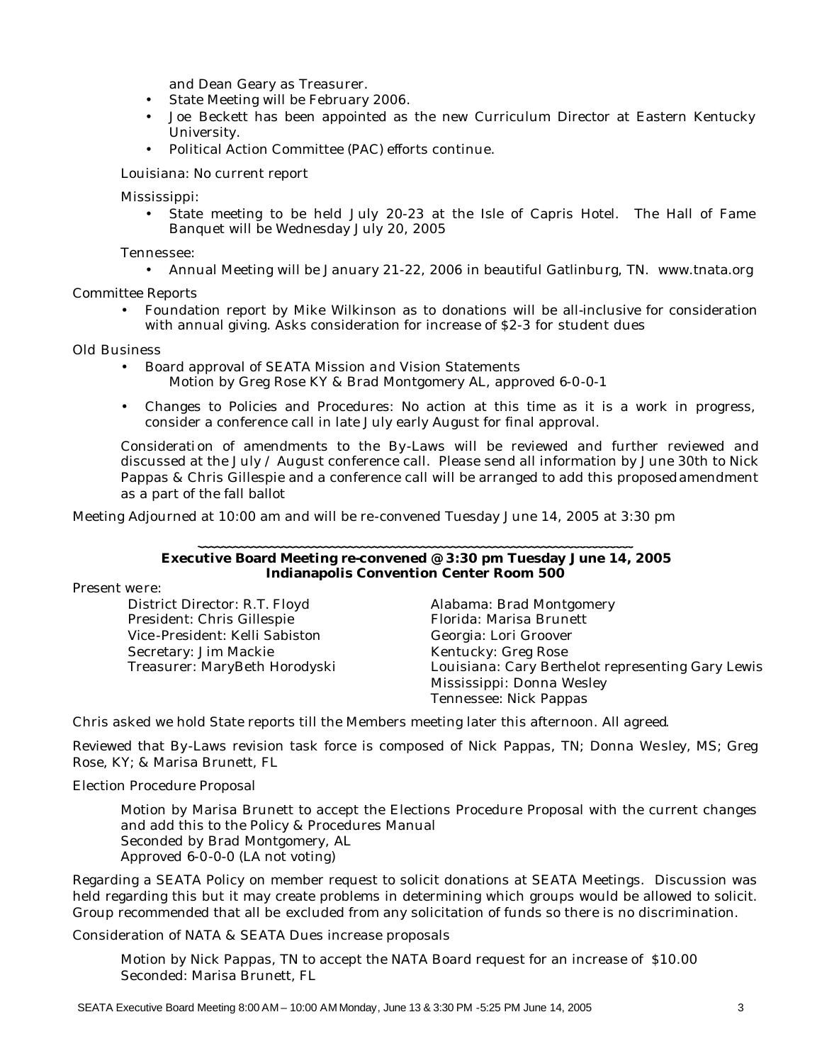and Dean Geary as Treasurer.

- State Meeting will be February 2006.
- Joe Beckett has been appointed as the new Curriculum Director at Eastern Kentucky University.
- Political Action Committee (PAC) efforts continue.

Louisiana: No current report

Mississippi:

- State meeting to be held July 20-23 at the Isle of Capris Hotel. The Hall of Fame Banquet will be Wednesday July 20, 2005

Tennessee:

- Annual Meeting will be January 21-22, 2006 in beautiful Gatlinburg, TN. www.tnata.org

Committee Reports

- Foundation report by Mike Wilkinson as to donations will be all-inclusive for consideration with annual giving. Asks consideration for increase of $2-3 for student dues

Old Business

- Board approval of SEATA Mission and Vision Statements
  Motion by Greg Rose KY & Brad Montgomery AL, approved 6-0-0-1
- Changes to Policies and Procedures: No action at this time as it is a work in progress, consider a conference call in late July early August for final approval.

Consideration of amendments to the By-Laws will be reviewed and further reviewed and discussed at the July / August conference call. Please send all information by June 30th to Nick Pappas & Chris Gillespie and a conference call will be arranged to add this proposed amendment as a part of the fall ballot

Meeting Adjourned at 10:00 am and will be re-convened Tuesday June 14, 2005 at 3:30 pm

~~~~~~~~~~~~~~~~~~~~~~~~~~~~~~~~~~~~~~~~~~~~~~~~~~~~~~~~~~~

**Executive Board Meeting re-convened @ 3:30 pm Tuesday June 14, 2005**
**Indianapolis Convention Center Room 500**

Present were:

District Director: R.T. Floyd
President: Chris Gillespie
Vice-President: Kelli Sabiston
Secretary: Jim Mackie
Treasurer: MaryBeth Horodyski

Alabama: Brad Montgomery
Florida: Marisa Brunett
Georgia: Lori Groover
Kentucky: Greg Rose
Louisiana: Cary Berthelot representing Gary Lewis
Mississippi: Donna Wesley
Tennessee: Nick Pappas

Chris asked we hold State reports till the Members meeting later this afternoon. All agreed.

Reviewed that By-Laws revision task force is composed of Nick Pappas, TN; Donna Wesley, MS; Greg Rose, KY; & Marisa Brunett, FL

Election Procedure Proposal

Motion by Marisa Brunett to accept the Elections Procedure Proposal with the current changes and add this to the Policy & Procedures Manual
Seconded by Brad Montgomery, AL
Approved 6-0-0-0 (LA not voting)

Regarding a SEATA Policy on member request to solicit donations at SEATA Meetings. Discussion was held regarding this but it may create problems in determining which groups would be allowed to solicit. Group recommended that all be excluded from any solicitation of funds so there is no discrimination.

Consideration of NATA & SEATA Dues increase proposals

Motion by Nick Pappas, TN to accept the NATA Board request for an increase of $10.00
Seconded: Marisa Brunett, FL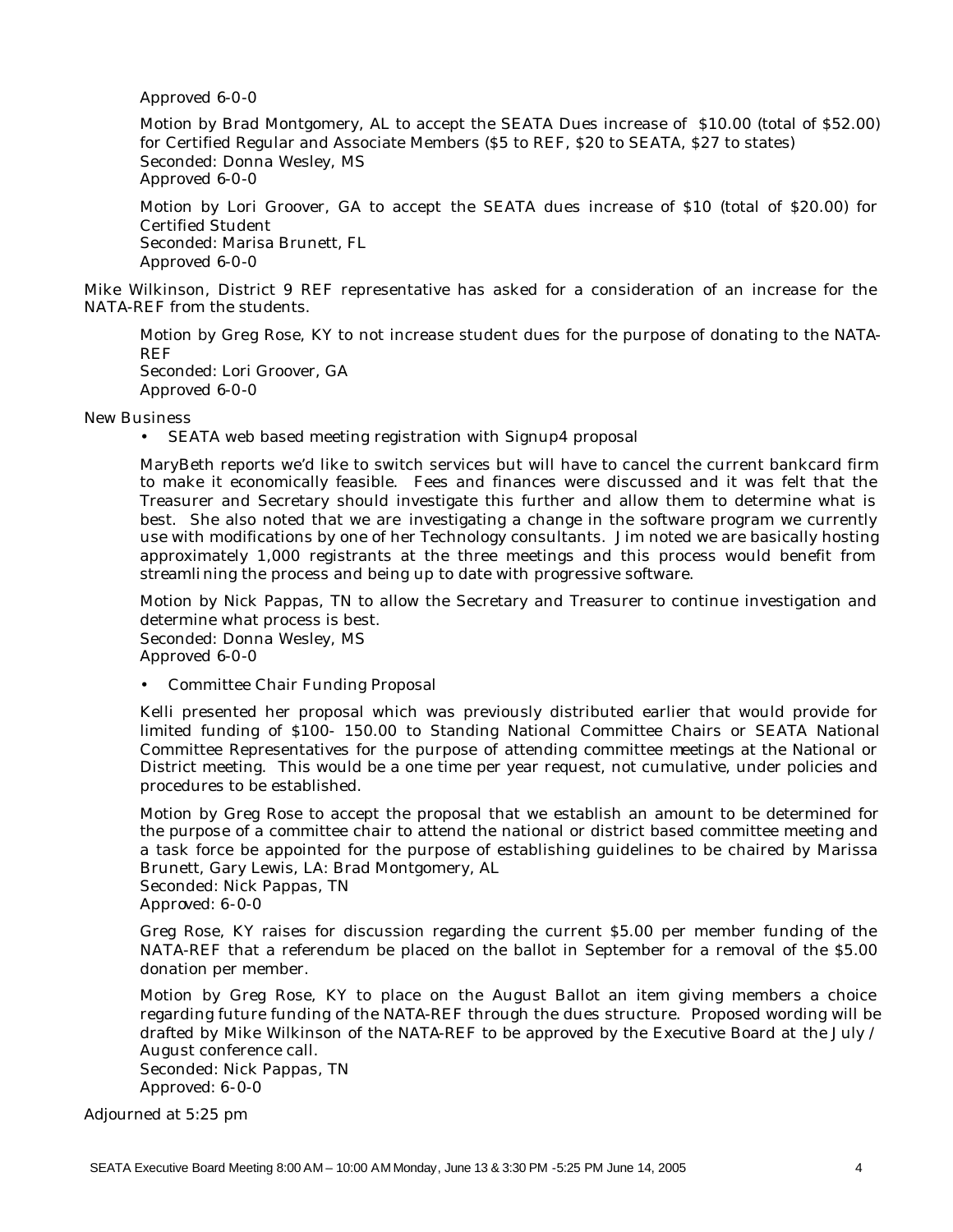Approved 6-0-0

Motion by Brad Montgomery, AL to accept the SEATA Dues increase of $10.00 (total of $52.00) for Certified Regular and Associate Members ($5 to REF, $20 to SEATA, $27 to states)
Seconded: Donna Wesley, MS
Approved 6-0-0

Motion by Lori Groover, GA to accept the SEATA dues increase of $10 (total of $20.00) for Certified Student
Seconded: Marisa Brunett, FL
Approved 6-0-0

Mike Wilkinson, District 9 REF representative has asked for a consideration of an increase for the NATA-REF from the students.

Motion by Greg Rose, KY to not increase student dues for the purpose of donating to the NATA-REF
Seconded: Lori Groover, GA
Approved 6-0-0

New Business

- SEATA web based meeting registration with Signup4 proposal

MaryBeth reports we'd like to switch services but will have to cancel the current bankcard firm to make it economically feasible. Fees and finances were discussed and it was felt that the Treasurer and Secretary should investigate this further and allow them to determine what is best. She also noted that we are investigating a change in the software program we currently use with modifications by one of her Technology consultants. Jim noted we are basically hosting approximately 1,000 registrants at the three meetings and this process would benefit from streamlining the process and being up to date with progressive software.

Motion by Nick Pappas, TN to allow the Secretary and Treasurer to continue investigation and determine what process is best.
Seconded: Donna Wesley, MS
Approved 6-0-0

- Committee Chair Funding Proposal

Kelli presented her proposal which was previously distributed earlier that would provide for limited funding of $100- 150.00 to Standing National Committee Chairs or SEATA National Committee Representatives for the purpose of attending committee meetings at the National or District meeting. This would be a one time per year request, not cumulative, under policies and procedures to be established.

Motion by Greg Rose to accept the proposal that we establish an amount to be determined for the purpose of a committee chair to attend the national or district based committee meeting and a task force be appointed for the purpose of establishing guidelines to be chaired by Marissa Brunett, Gary Lewis, LA: Brad Montgomery, AL
Seconded: Nick Pappas, TN
Approved: 6-0-0

Greg Rose, KY raises for discussion regarding the current $5.00 per member funding of the NATA-REF that a referendum be placed on the ballot in September for a removal of the $5.00 donation per member.

Motion by Greg Rose, KY to place on the August Ballot an item giving members a choice regarding future funding of the NATA-REF through the dues structure. Proposed wording will be drafted by Mike Wilkinson of the NATA-REF to be approved by the Executive Board at the July / August conference call.
Seconded: Nick Pappas, TN
Approved: 6-0-0

Adjourned at 5:25 pm